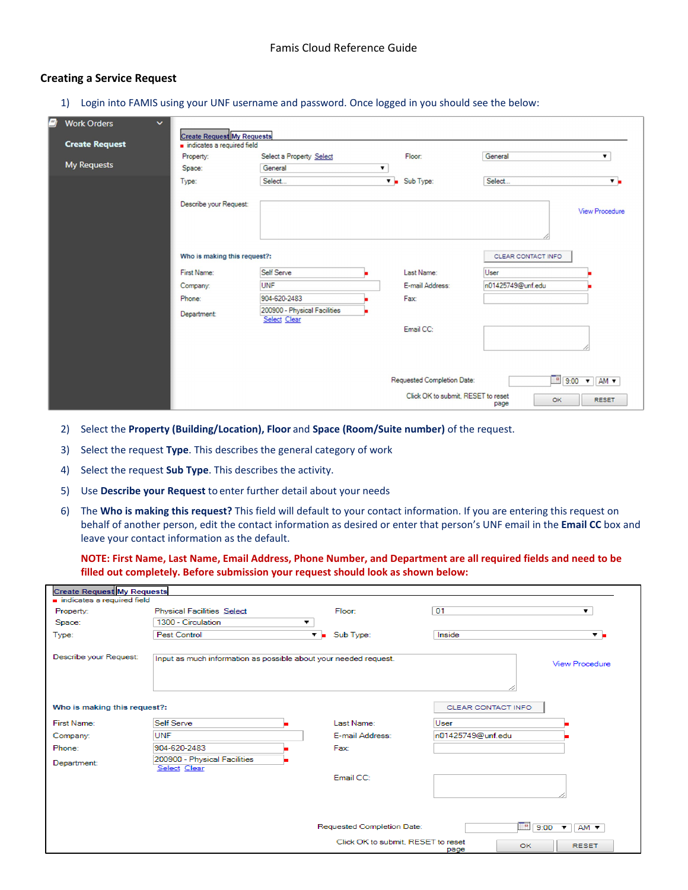Famis Cloud Reference Guide

## Creating a Service Request

1) Login into FAMIS using your UNF username and password. Once logged in you should see the below:

2) Select the **Property (Building/Location), Floor** and **Space (Room/Suite number)** of the request.
3) Select the request **Type**. This describes the general category of work
4) Select the request **Sub Type**. This describes the activity.
5) Use **Describe your Request** to enter further detail about your needs
6) The **Who is making this request?** This field will default to your contact information. If you are entering this request on behalf of another person, edit the contact information as desired or enter that person's UNF email in the **Email CC** box and leave your contact information as the default.

**NOTE: First Name, Last Name, Email Address, Phone Number, and Department are all required fields and need to be filled out completely. Before submission your request should look as shown below:**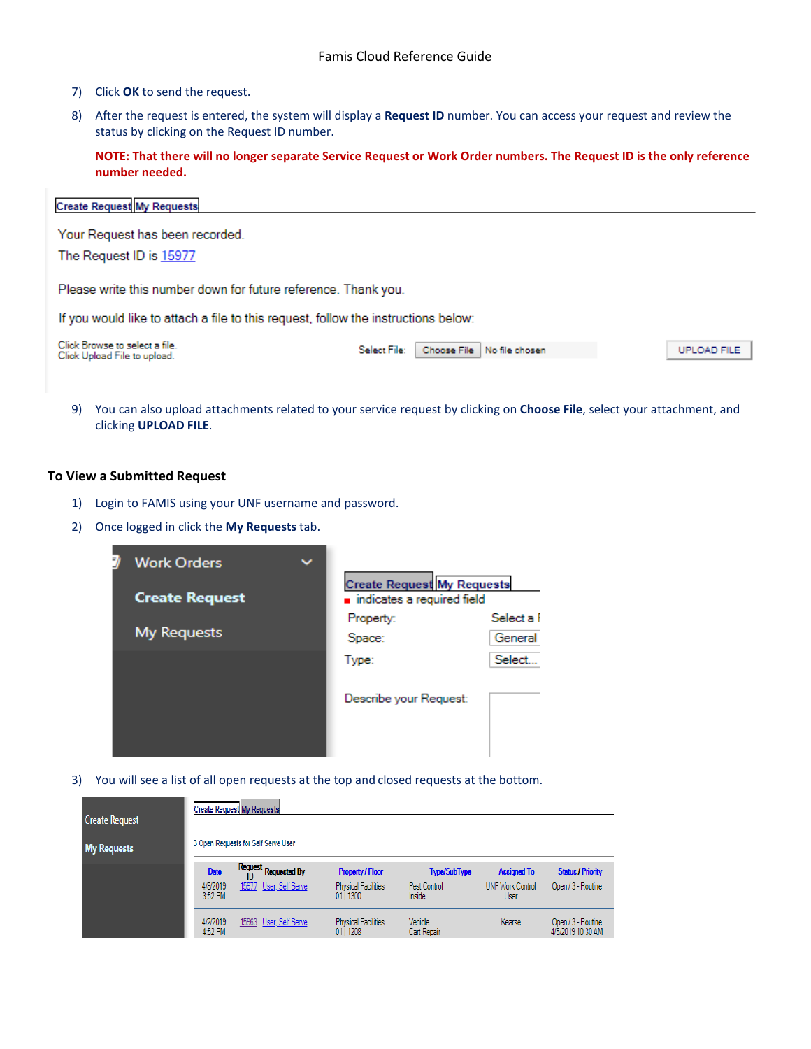7) Click **OK** to send the request.

8) After the request is entered, the system will display a **Request ID** number. You can access your request and review the status by clicking on the Request ID number.

   **NOTE: That there will no longer separate Service Request or Work Order numbers. The Request ID is the only reference number needed.**

Create Request | My Requests

Your Request has been recorded.
The Request ID is 15977

Please write this number down for future reference. Thank you.

If you would like to attach a file to this request, follow the instructions below:

Click Browse to select a file.
Click Upload File to upload.

Select File: Choose File No file chosen UPLOAD FILE

9) You can also upload attachments related to your service request by clicking on **Choose File**, select your attachment, and clicking **UPLOAD FILE**.

### To View a Submitted Request

1) Login to FAMIS using your UNF username and password.

2) Once logged in click the **My Requests** tab.

Work Orders
Create Request
My Requests

Create Request | My Requests
■ indicates a required field
Property: Select a
Space: General
Type: Select...
Describe your Request:

3) You will see a list of all open requests at the top and closed requests at the bottom.

Create Request
My Requests

Create Request | My Requests

3 Open Requests for Self Serve User

| Date | Request ID | Requested By | Property / Floor | Type/SubType | Assigned To | Status / Priority |
|---|---|---|---|---|---|---|
| 4/8/2019 3:52 PM | 15977 | User, Self Serve | Physical Facilities 01 \| 1300 | Pest Control Inside | UNF Work Control User | Open / 3 - Routine |
| 4/2/2019 4:52 PM | 15963 | User, Self Serve | Physical Facilities 01 \| 1208 | Vehicle Cart Repair | Kearse | Open / 3 - Routine 4/5/2019 10:30 AM |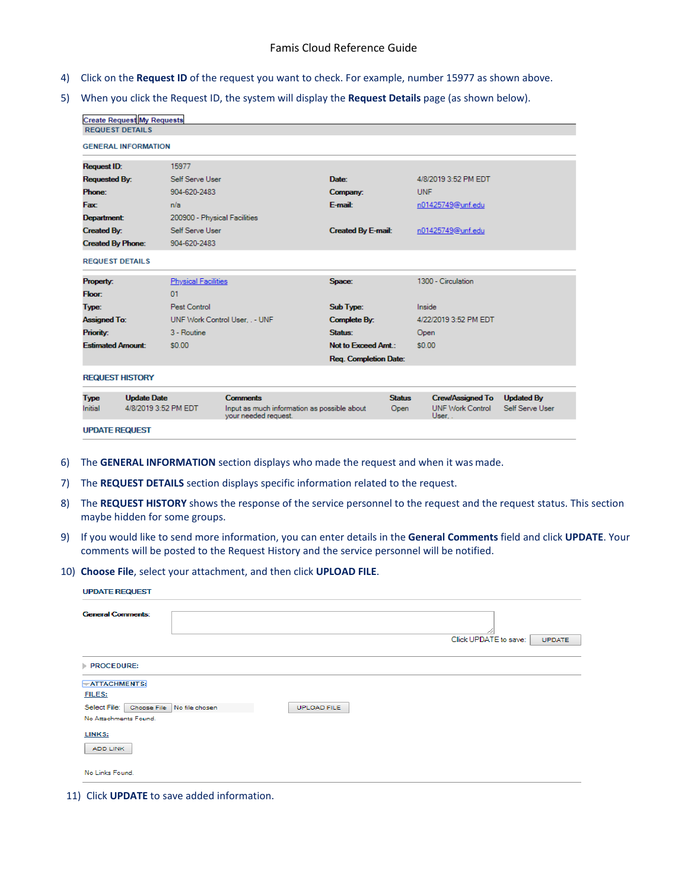4) Click on the **Request ID** of the request you want to check. For example, number 15977 as shown above.

5) When you click the Request ID, the system will display the **Request Details** page (as shown below).

Create Request | My Requests

REQUEST DETAILS

GENERAL INFORMATION

| | | | |
|---|---|---|---|
| **Request ID:** | 15977 | | |
| **Requested By:** | Self Serve User | **Date:** | 4/8/2019 3:52 PM EDT |
| **Phone:** | 904-620-2483 | **Company:** | UNF |
| **Fax:** | n/a | **E-mail:** | n01425749@unf.edu |
| **Department:** | 200900 - Physical Facilities | | |
| **Created By:** | Self Serve User | **Created By E-mail:** | n01425749@unf.edu |
| **Created By Phone:** | 904-620-2483 | | |

REQUEST DETAILS

| | | | |
|---|---|---|---|
| **Property:** | Physical Facilities | **Space:** | 1300 - Circulation |
| **Floor:** | 01 | | |
| **Type:** | Pest Control | **Sub Type:** | Inside |
| **Assigned To:** | UNF Work Control User, . - UNF | **Complete By:** | 4/22/2019 3:52 PM EDT |
| **Priority:** | 3 - Routine | **Status:** | Open |
| **Estimated Amount:** | $0.00 | **Not to Exceed Amt.:** | $0.00 |
| | | **Req. Completion Date:** | |

REQUEST HISTORY

| Type | Update Date | Comments | Status | Crew/Assigned To | Updated By |
|---|---|---|---|---|---|
| Initial | 4/8/2019 3:52 PM EDT | Input as much information as possible about your needed request. | Open | UNF Work Control User, . | Self Serve User |

UPDATE REQUEST

6) The **GENERAL INFORMATION** section displays who made the request and when it was made.

7) The **REQUEST DETAILS** section displays specific information related to the request.

8) The **REQUEST HISTORY** shows the response of the service personnel to the request and the request status. This section maybe hidden for some groups.

9) If you would like to send more information, you can enter details in the **General Comments** field and click **UPDATE**. Your comments will be posted to the Request History and the service personnel will be notified.

10) **Choose File**, select your attachment, and then click **UPLOAD FILE**.

UPDATE REQUEST

General Comments:

Click UPDATE to save: UPDATE

PROCEDURE:

ATTACHMENTS:

FILES:

Select File: Choose File No file chosen UPLOAD FILE

No Attachments Found.

LINKS:

ADD LINK

No Links Found.

11) Click **UPDATE** to save added information.